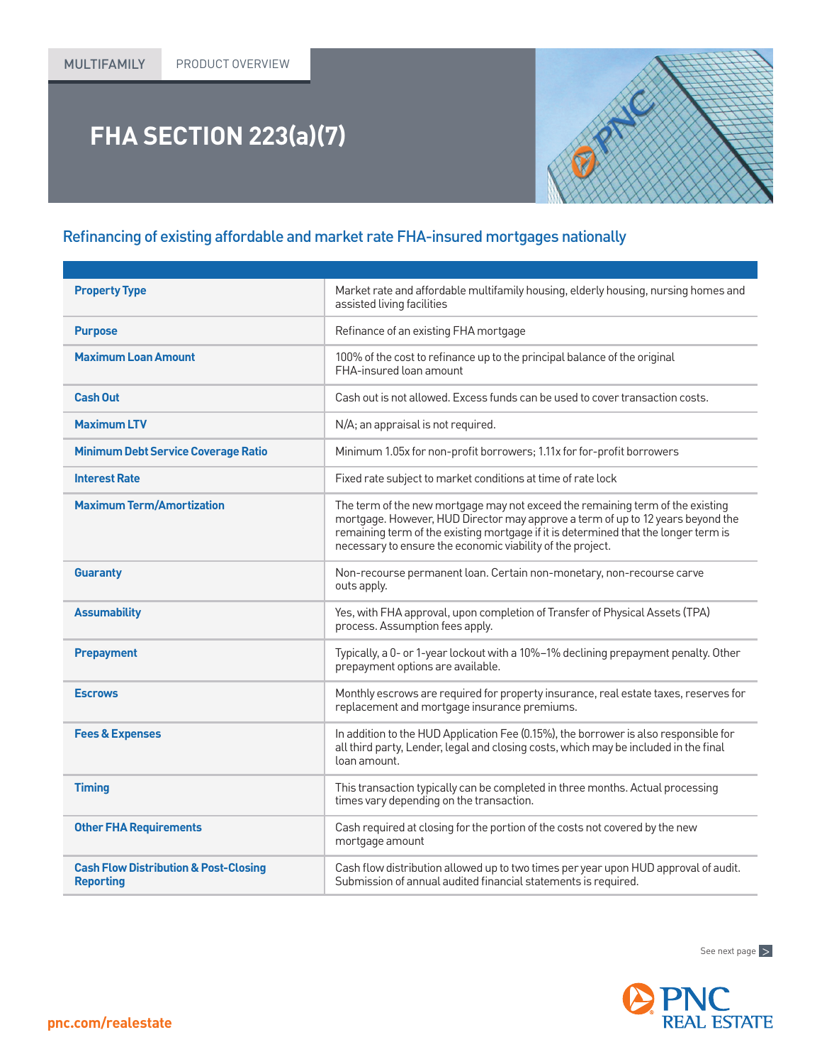MULTIFAMILY PRODUCT OVERVIEW

# FHA SECTION 223(a)(7)

## Refinancing of existing affordable and market rate FHA-insured mortgages nationally

| | |
|---|---|
| **Property Type** | Market rate and affordable multifamily housing, elderly housing, nursing homes and assisted living facilities |
| **Purpose** | Refinance of an existing FHA mortgage |
| **Maximum Loan Amount** | 100% of the cost to refinance up to the principal balance of the original FHA-insured loan amount |
| **Cash Out** | Cash out is not allowed. Excess funds can be used to cover transaction costs. |
| **Maximum LTV** | N/A; an appraisal is not required. |
| **Minimum Debt Service Coverage Ratio** | Minimum 1.05x for non-profit borrowers; 1.11x for for-profit borrowers |
| **Interest Rate** | Fixed rate subject to market conditions at time of rate lock |
| **Maximum Term/Amortization** | The term of the new mortgage may not exceed the remaining term of the existing mortgage. However, HUD Director may approve a term of up to 12 years beyond the remaining term of the existing mortgage if it is determined that the longer term is necessary to ensure the economic viability of the project. |
| **Guaranty** | Non-recourse permanent loan. Certain non-monetary, non-recourse carve outs apply. |
| **Assumability** | Yes, with FHA approval, upon completion of Transfer of Physical Assets (TPA) process. Assumption fees apply. |
| **Prepayment** | Typically, a 0- or 1-year lockout with a 10%–1% declining prepayment penalty. Other prepayment options are available. |
| **Escrows** | Monthly escrows are required for property insurance, real estate taxes, reserves for replacement and mortgage insurance premiums. |
| **Fees & Expenses** | In addition to the HUD Application Fee (0.15%), the borrower is also responsible for all third party, Lender, legal and closing costs, which may be included in the final loan amount. |
| **Timing** | This transaction typically can be completed in three months. Actual processing times vary depending on the transaction. |
| **Other FHA Requirements** | Cash required at closing for the portion of the costs not covered by the new mortgage amount |
| **Cash Flow Distribution & Post-Closing Reporting** | Cash flow distribution allowed up to two times per year upon HUD approval of audit. Submission of annual audited financial statements is required. |

See next page >

pnc.com/realestate

PNC REAL ESTATE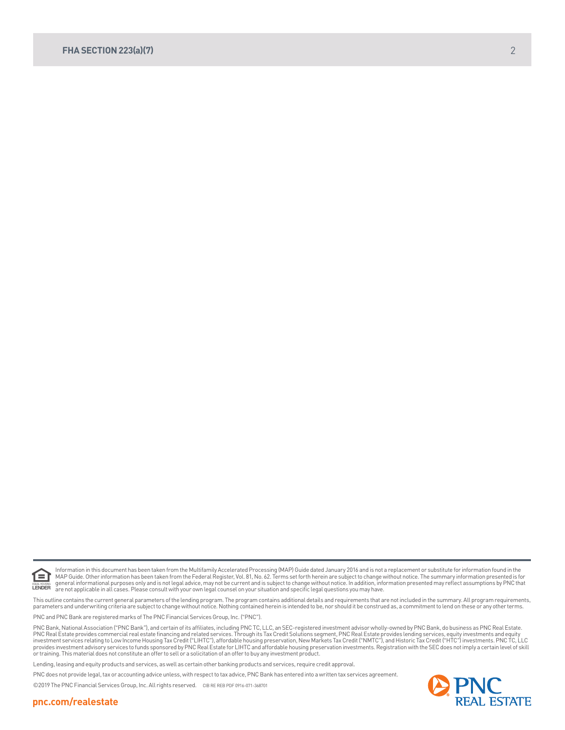EQUAL HOUSING LENDER

Information in this document has been taken from the Multifamily Accelerated Processing (MAP) Guide dated January 2016 and is not a replacement or substitute for information found in the MAP Guide. Other information has been taken from the Federal Register, Vol. 81, No. 62. Terms set forth herein are subject to change without notice. The summary information presented is for general informational purposes only and is not legal advice, may not be current and is subject to change without notice. In addition, information presented may reflect assumptions by PNC that are not applicable in all cases. Please consult with your own legal counsel on your situation and specific legal questions you may have.

This outline contains the current general parameters of the lending program. The program contains additional details and requirements that are not included in the summary. All program requirements, parameters and underwriting criteria are subject to change without notice. Nothing contained herein is intended to be, nor should it be construed as, a commitment to lend on these or any other terms.

PNC and PNC Bank are registered marks of The PNC Financial Services Group, Inc. ("PNC").

PNC Bank, National Association ("PNC Bank"), and certain of its affiliates, including PNC TC, LLC, an SEC-registered investment advisor wholly-owned by PNC Bank, do business as PNC Real Estate. PNC Real Estate provides commercial real estate financing and related services. Through its Tax Credit Solutions segment, PNC Real Estate provides lending services, equity investments and equity investment services relating to Low Income Housing Tax Credit ("LIHTC"), affordable housing preservation, New Markets Tax Credit ("NMTC"), and Historic Tax Credit ("HTC") investments. PNC TC, LLC provides investment advisory services to funds sponsored by PNC Real Estate for LIHTC and affordable housing preservation investments. Registration with the SEC does not imply a certain level of skill or training. This material does not constitute an offer to sell or a solicitation of an offer to buy any investment product.

Lending, leasing and equity products and services, as well as certain other banking products and services, require credit approval.

PNC does not provide legal, tax or accounting advice unless, with respect to tax advice, PNC Bank has entered into a written tax services agreement.

©2019 The PNC Financial Services Group, Inc. All rights reserved. CIB RE REB PDF 0916-071-368701

PNC REAL ESTATE

pnc.com/realestate